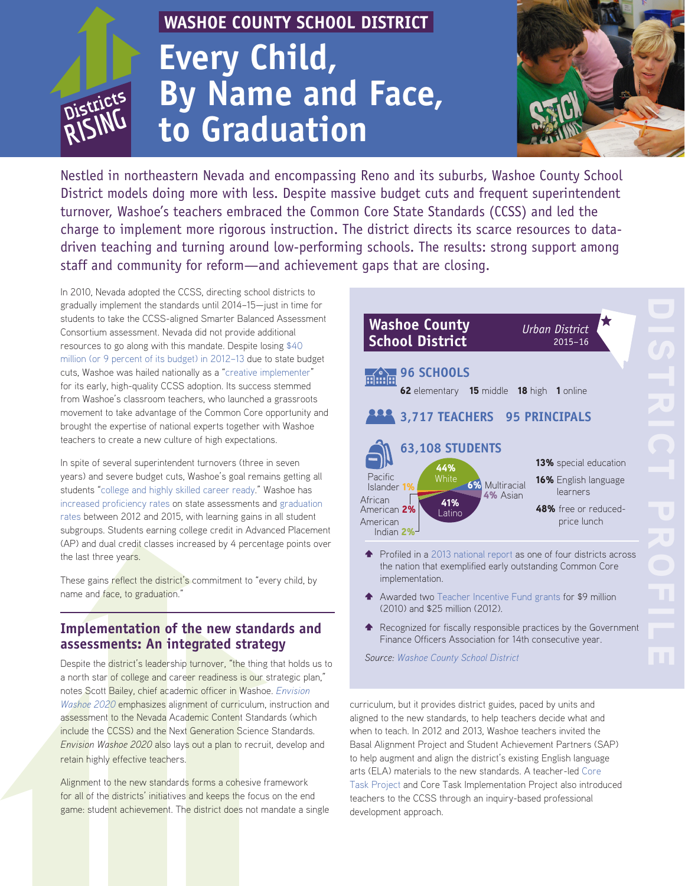WASHOE COUNTY SCHOOL DISTRICT

# Every Child, By Name and Face, to Graduation

Districts RISING

Nestled in northeastern Nevada and encompassing Reno and its suburbs, Washoe County School District models doing more with less. Despite massive budget cuts and frequent superintendent turnover, Washoe's teachers embraced the Common Core State Standards (CCSS) and led the charge to implement more rigorous instruction. The district directs its scarce resources to data-driven teaching and turning around low-performing schools. The results: strong support among staff and community for reform—and achievement gaps that are closing.

In 2010, Nevada adopted the CCSS, directing school districts to gradually implement the standards until 2014–15—just in time for students to take the CCSS-aligned Smarter Balanced Assessment Consortium assessment. Nevada did not provide additional resources to go along with this mandate. Despite losing $40 million (or 9 percent of its budget) in 2012–13 due to state budget cuts, Washoe was hailed nationally as a "creative implementer" for its early, high-quality CCSS adoption. Its success stemmed from Washoe's classroom teachers, who launched a grassroots movement to take advantage of the Common Core opportunity and brought the expertise of national experts together with Washoe teachers to create a new culture of high expectations.

In spite of several superintendent turnovers (three in seven years) and severe budget cuts, Washoe's goal remains getting all students "college and highly skilled career ready." Washoe has increased proficiency rates on state assessments and graduation rates between 2012 and 2015, with learning gains in all student subgroups. Students earning college credit in Advanced Placement (AP) and dual credit classes increased by 4 percentage points over the last three years.

These gains reflect the district's commitment to "every child, by name and face, to graduation."

## Implementation of the new standards and assessments: An integrated strategy

Despite the district's leadership turnover, "the thing that holds us to a north star of college and career readiness is our strategic plan," notes Scott Bailey, chief academic officer in Washoe. *Envision Washoe 2020* emphasizes alignment of curriculum, instruction and assessment to the Nevada Academic Content Standards (which include the CCSS) and the Next Generation Science Standards. *Envision Washoe 2020* also lays out a plan to recruit, develop and retain highly effective teachers.

Alignment to the new standards forms a cohesive framework for all of the districts' initiatives and keeps the focus on the end game: student achievement. The district does not mandate a single curriculum, but it provides district guides, paced by units and aligned to the new standards, to help teachers decide what and when to teach. In 2012 and 2013, Washoe teachers invited the Basal Alignment Project and Student Achievement Partners (SAP) to help augment and align the district's existing English language arts (ELA) materials to the new standards. A teacher-led Core Task Project and Core Task Implementation Project also introduced teachers to the CCSS through an inquiry-based professional development approach.

---

**DISTRICT PROFILE**

**Washoe County School District** — *Urban District* 2015–16

**96 SCHOOLS**
**62** elementary **15** middle **18** high **1** online

**3,717 TEACHERS** **95 PRINCIPALS**

**63,108 STUDENTS**

- **44%** White
- **41%** Latino
- **6%** Multiracial
- **4%** Asian
- **2%** African American
- **2%** American Indian
- **1%** Pacific Islander

**13%** special education
**16%** English language learners
**48%** free or reduced-price lunch

- Profiled in a 2013 national report as one of four districts across the nation that exemplified early outstanding Common Core implementation.
- Awarded two Teacher Incentive Fund grants for $9 million (2010) and $25 million (2012).
- Recognized for fiscally responsible practices by the Government Finance Officers Association for 14th consecutive year.

*Source: Washoe County School District*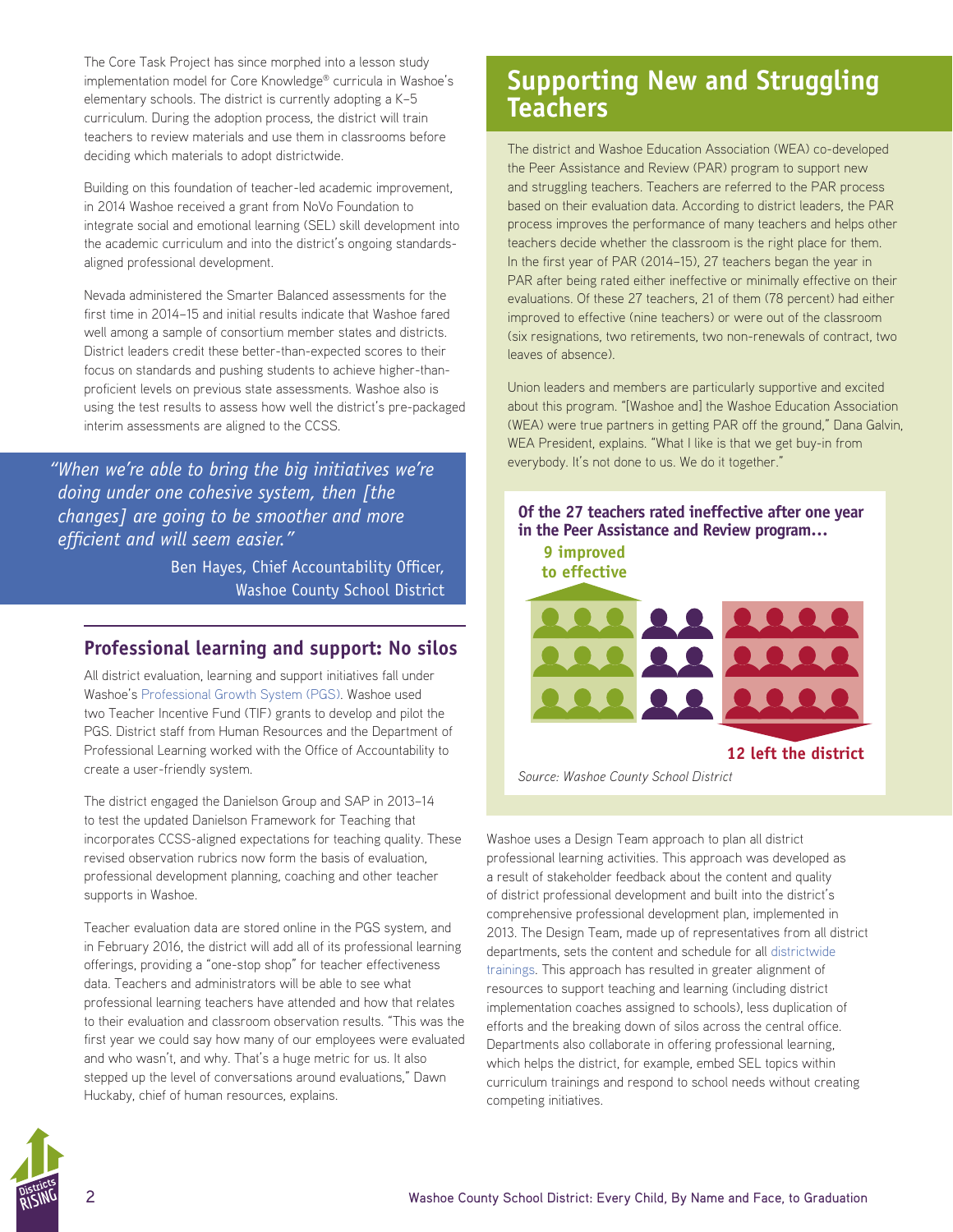The Core Task Project has since morphed into a lesson study implementation model for Core Knowledge® curricula in Washoe's elementary schools. The district is currently adopting a K–5 curriculum. During the adoption process, the district will train teachers to review materials and use them in classrooms before deciding which materials to adopt districtwide.

Building on this foundation of teacher-led academic improvement, in 2014 Washoe received a grant from NoVo Foundation to integrate social and emotional learning (SEL) skill development into the academic curriculum and into the district's ongoing standards-aligned professional development.

Nevada administered the Smarter Balanced assessments for the first time in 2014–15 and initial results indicate that Washoe fared well among a sample of consortium member states and districts. District leaders credit these better-than-expected scores to their focus on standards and pushing students to achieve higher-than-proficient levels on previous state assessments. Washoe also is using the test results to assess how well the district's pre-packaged interim assessments are aligned to the CCSS.

> *"When we're able to bring the big initiatives we're doing under one cohesive system, then [the changes] are going to be smoother and more efficient and will seem easier."*
>
> Ben Hayes, Chief Accountability Officer, Washoe County School District

## Professional learning and support: No silos

All district evaluation, learning and support initiatives fall under Washoe's Professional Growth System (PGS). Washoe used two Teacher Incentive Fund (TIF) grants to develop and pilot the PGS. District staff from Human Resources and the Department of Professional Learning worked with the Office of Accountability to create a user-friendly system.

The district engaged the Danielson Group and SAP in 2013–14 to test the updated Danielson Framework for Teaching that incorporates CCSS-aligned expectations for teaching quality. These revised observation rubrics now form the basis of evaluation, professional development planning, coaching and other teacher supports in Washoe.

Teacher evaluation data are stored online in the PGS system, and in February 2016, the district will add all of its professional learning offerings, providing a "one-stop shop" for teacher effectiveness data. Teachers and administrators will be able to see what professional learning teachers have attended and how that relates to their evaluation and classroom observation results. "This was the first year we could say how many of our employees were evaluated and who wasn't, and why. That's a huge metric for us. It also stepped up the level of conversations around evaluations," Dawn Huckaby, chief of human resources, explains.

## Supporting New and Struggling Teachers

The district and Washoe Education Association (WEA) co-developed the Peer Assistance and Review (PAR) program to support new and struggling teachers. Teachers are referred to the PAR process based on their evaluation data. According to district leaders, the PAR process improves the performance of many teachers and helps other teachers decide whether the classroom is the right place for them. In the first year of PAR (2014–15), 27 teachers began the year in PAR after being rated either ineffective or minimally effective on their evaluations. Of these 27 teachers, 21 of them (78 percent) had either improved to effective (nine teachers) or were out of the classroom (six resignations, two retirements, two non-renewals of contract, two leaves of absence).

Union leaders and members are particularly supportive and excited about this program. "[Washoe and] the Washoe Education Association (WEA) were true partners in getting PAR off the ground," Dana Galvin, WEA President, explains. "What I like is that we get buy-in from everybody. It's not done to us. We do it together."

**Of the 27 teachers rated ineffective after one year in the Peer Assistance and Review program…**

**9 improved to effective**

**12 left the district**

*Source: Washoe County School District*

Washoe uses a Design Team approach to plan all district professional learning activities. This approach was developed as a result of stakeholder feedback about the content and quality of district professional development and built into the district's comprehensive professional development plan, implemented in 2013. The Design Team, made up of representatives from all district departments, sets the content and schedule for all districtwide trainings. This approach has resulted in greater alignment of resources to support teaching and learning (including district implementation coaches assigned to schools), less duplication of efforts and the breaking down of silos across the central office. Departments also collaborate in offering professional learning, which helps the district, for example, embed SEL topics within curriculum trainings and respond to school needs without creating competing initiatives.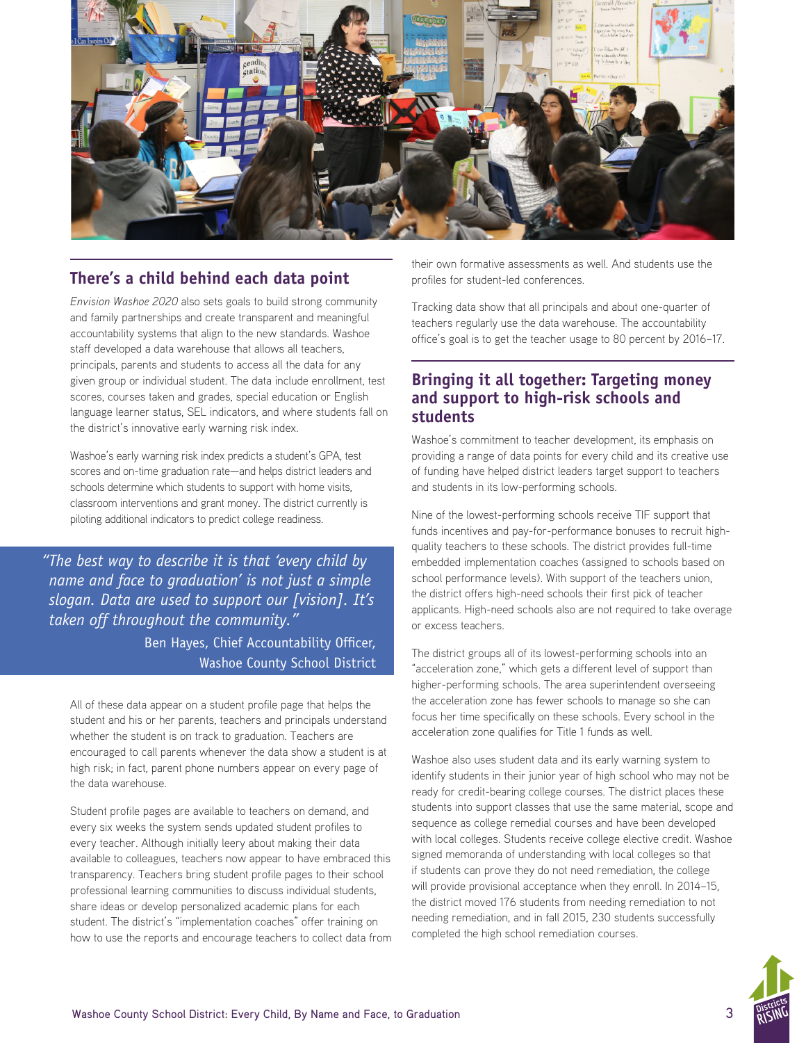## There's a child behind each data point

*Envision Washoe 2020* also sets goals to build strong community and family partnerships and create transparent and meaningful accountability systems that align to the new standards. Washoe staff developed a data warehouse that allows all teachers, principals, parents and students to access all the data for any given group or individual student. The data include enrollment, test scores, courses taken and grades, special education or English language learner status, SEL indicators, and where students fall on the district's innovative early warning risk index.

Washoe's early warning risk index predicts a student's GPA, test scores and on-time graduation rate—and helps district leaders and schools determine which students to support with home visits, classroom interventions and grant money. The district currently is piloting additional indicators to predict college readiness.

> *"The best way to describe it is that 'every child by name and face to graduation' is not just a simple slogan. Data are used to support our [vision]. It's taken off throughout the community."*
>
> Ben Hayes, Chief Accountability Officer, Washoe County School District

All of these data appear on a student profile page that helps the student and his or her parents, teachers and principals understand whether the student is on track to graduation. Teachers are encouraged to call parents whenever the data show a student is at high risk; in fact, parent phone numbers appear on every page of the data warehouse.

Student profile pages are available to teachers on demand, and every six weeks the system sends updated student profiles to every teacher. Although initially leery about making their data available to colleagues, teachers now appear to have embraced this transparency. Teachers bring student profile pages to their school professional learning communities to discuss individual students, share ideas or develop personalized academic plans for each student. The district's "implementation coaches" offer training on how to use the reports and encourage teachers to collect data from their own formative assessments as well. And students use the profiles for student-led conferences.

Tracking data show that all principals and about one-quarter of teachers regularly use the data warehouse. The accountability office's goal is to get the teacher usage to 80 percent by 2016–17.

## Bringing it all together: Targeting money and support to high-risk schools and students

Washoe's commitment to teacher development, its emphasis on providing a range of data points for every child and its creative use of funding have helped district leaders target support to teachers and students in its low-performing schools.

Nine of the lowest-performing schools receive TIF support that funds incentives and pay-for-performance bonuses to recruit high-quality teachers to these schools. The district provides full-time embedded implementation coaches (assigned to schools based on school performance levels). With support of the teachers union, the district offers high-need schools their first pick of teacher applicants. High-need schools also are not required to take overage or excess teachers.

The district groups all of its lowest-performing schools into an "acceleration zone," which gets a different level of support than higher-performing schools. The area superintendent overseeing the acceleration zone has fewer schools to manage so she can focus her time specifically on these schools. Every school in the acceleration zone qualifies for Title 1 funds as well.

Washoe also uses student data and its early warning system to identify students in their junior year of high school who may not be ready for credit-bearing college courses. The district places these students into support classes that use the same material, scope and sequence as college remedial courses and have been developed with local colleges. Students receive college elective credit. Washoe signed memoranda of understanding with local colleges so that if students can prove they do not need remediation, the college will provide provisional acceptance when they enroll. In 2014–15, the district moved 176 students from needing remediation to not needing remediation, and in fall 2015, 230 students successfully completed the high school remediation courses.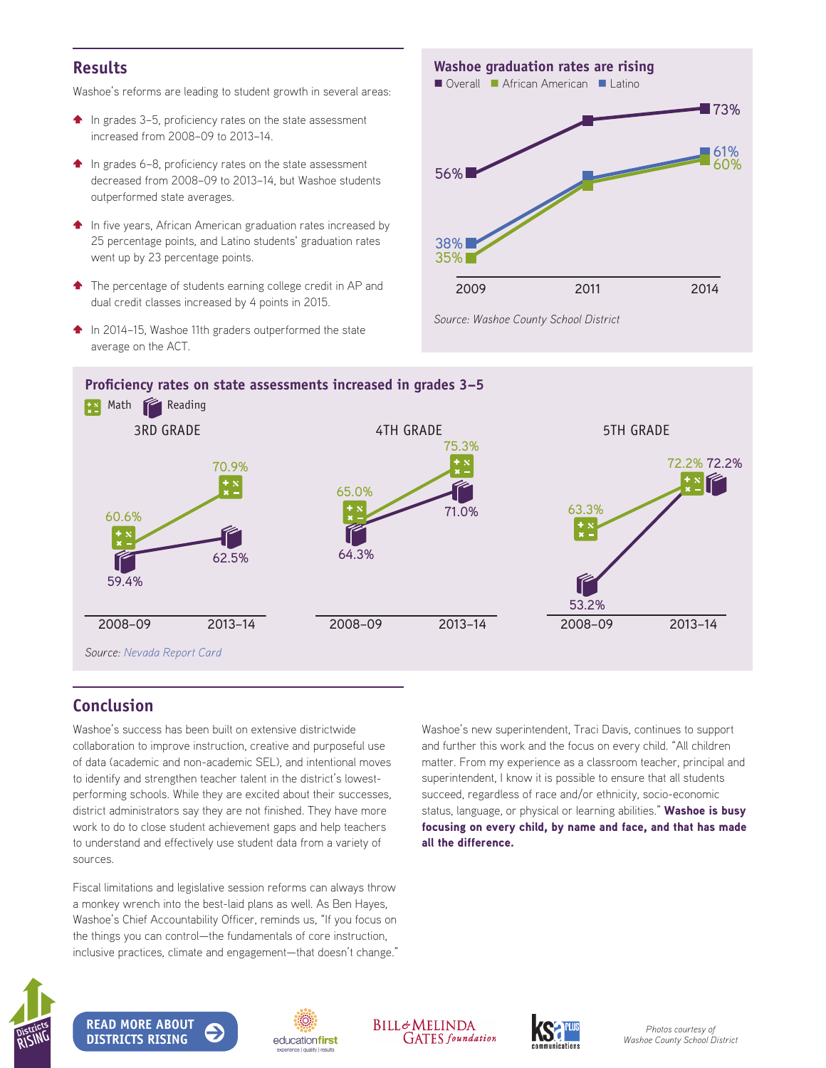## Results

Washoe's reforms are leading to student growth in several areas:

- In grades 3–5, proficiency rates on the state assessment increased from 2008–09 to 2013–14.
- In grades 6–8, proficiency rates on the state assessment decreased from 2008–09 to 2013–14, but Washoe students outperformed state averages.
- In five years, African American graduation rates increased by 25 percentage points, and Latino students' graduation rates went up by 23 percentage points.
- The percentage of students earning college credit in AP and dual credit classes increased by 4 points in 2015.
- In 2014–15, Washoe 11th graders outperformed the state average on the ACT.

**Washoe graduation rates are rising**

Overall · African American · Latino

56%
38%
35%
73%
61%
60%

2009 · 2011 · 2014

*Source: Washoe County School District*

**Proficiency rates on state assessments increased in grades 3–5**

Math · Reading

3RD GRADE
60.6%
59.4%
70.9%
62.5%
2008–09 · 2013–14

4TH GRADE
65.0%
64.3%
75.3%
71.0%
2008–09 · 2013–14

5TH GRADE
63.3%
53.2%
72.2% 72.2%
2008–09 · 2013–14

*Source: Nevada Report Card*

## Conclusion

Washoe's success has been built on extensive districtwide collaboration to improve instruction, creative and purposeful use of data (academic and non-academic SEL), and intentional moves to identify and strengthen teacher talent in the district's lowest-performing schools. While they are excited about their successes, district administrators say they are not finished. They have more work to do to close student achievement gaps and help teachers to understand and effectively use student data from a variety of sources.

Fiscal limitations and legislative session reforms can always throw a monkey wrench into the best-laid plans as well. As Ben Hayes, Washoe's Chief Accountability Officer, reminds us, "If you focus on the things you can control—the fundamentals of core instruction, inclusive practices, climate and engagement—that doesn't change."

Washoe's new superintendent, Traci Davis, continues to support and further this work and the focus on every child. "All children matter. From my experience as a classroom teacher, principal and superintendent, I know it is possible to ensure that all students succeed, regardless of race and/or ethnicity, socio-economic status, language, or physical or learning abilities." **Washoe is busy focusing on every child, by name and face, and that has made all the difference.**

Districts RISING

**READ MORE ABOUT DISTRICTS RISING**

education first · Bill & Melinda Gates foundation · KSA PLUS communications

*Photos courtesy of Washoe County School District*